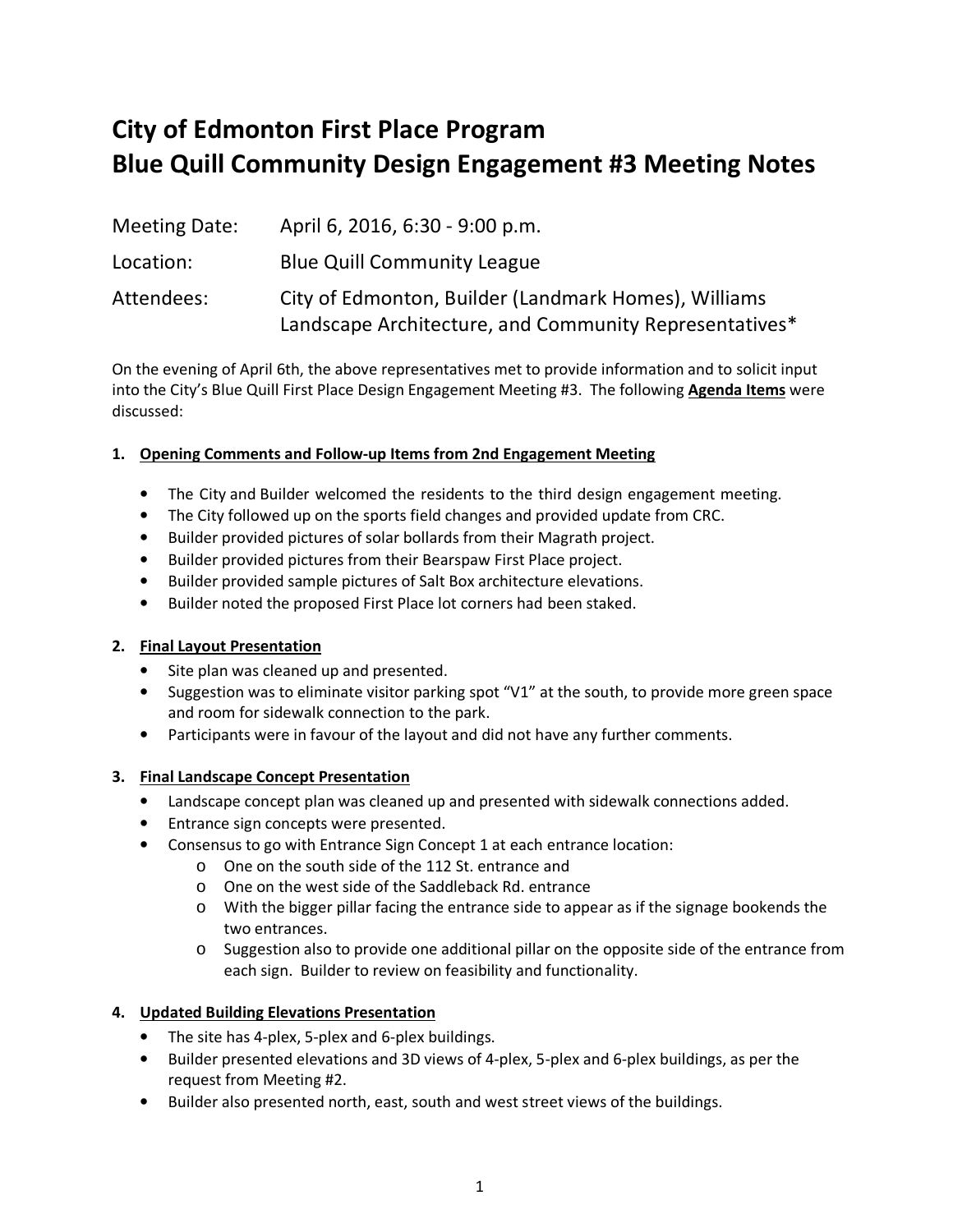# City of Edmonton First Place Program
# Blue Quill Community Design Engagement #3 Meeting Notes

| | |
|---|---|
| Meeting Date: | April 6, 2016, 6:30 - 9:00 p.m. |
| Location: | Blue Quill Community League |
| Attendees: | City of Edmonton, Builder (Landmark Homes), Williams Landscape Architecture, and Community Representatives* |

On the evening of April 6th, the above representatives met to provide information and to solicit input into the City's Blue Quill First Place Design Engagement Meeting #3. The following **Agenda Items** were discussed:

1. **Opening Comments and Follow-up Items from 2nd Engagement Meeting**
   - The City and Builder welcomed the residents to the third design engagement meeting.
   - The City followed up on the sports field changes and provided update from CRC.
   - Builder provided pictures of solar bollards from their Magrath project.
   - Builder provided pictures from their Bearspaw First Place project.
   - Builder provided sample pictures of Salt Box architecture elevations.
   - Builder noted the proposed First Place lot corners had been staked.

2. **Final Layout Presentation**
   - Site plan was cleaned up and presented.
   - Suggestion was to eliminate visitor parking spot "V1" at the south, to provide more green space and room for sidewalk connection to the park.
   - Participants were in favour of the layout and did not have any further comments.

3. **Final Landscape Concept Presentation**
   - Landscape concept plan was cleaned up and presented with sidewalk connections added.
   - Entrance sign concepts were presented.
   - Consensus to go with Entrance Sign Concept 1 at each entrance location:
     - One on the south side of the 112 St. entrance and
     - One on the west side of the Saddleback Rd. entrance
     - With the bigger pillar facing the entrance side to appear as if the signage bookends the two entrances.
     - Suggestion also to provide one additional pillar on the opposite side of the entrance from each sign. Builder to review on feasibility and functionality.

4. **Updated Building Elevations Presentation**
   - The site has 4-plex, 5-plex and 6-plex buildings.
   - Builder presented elevations and 3D views of 4-plex, 5-plex and 6-plex buildings, as per the request from Meeting #2.
   - Builder also presented north, east, south and west street views of the buildings.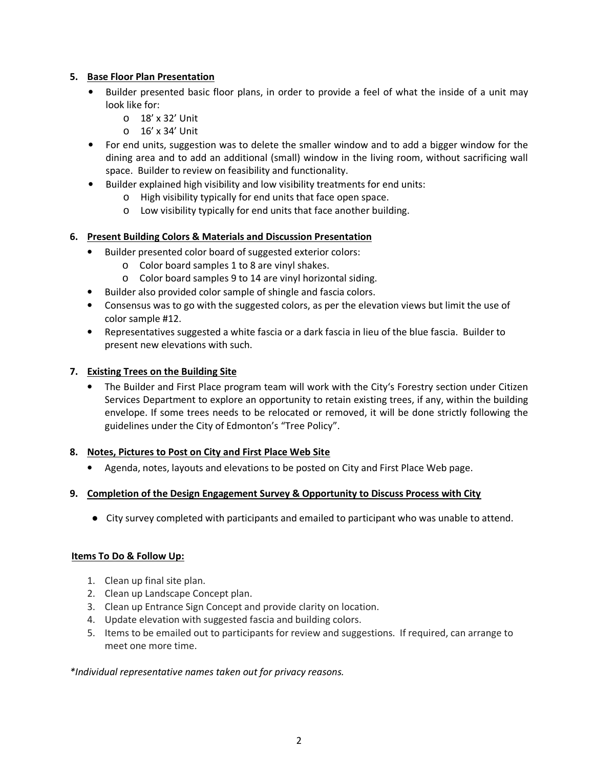5. **Base Floor Plan Presentation**
   - Builder presented basic floor plans, in order to provide a feel of what the inside of a unit may look like for:
     - 18' x 32' Unit
     - 16' x 34' Unit
   - For end units, suggestion was to delete the smaller window and to add a bigger window for the dining area and to add an additional (small) window in the living room, without sacrificing wall space. Builder to review on feasibility and functionality.
   - Builder explained high visibility and low visibility treatments for end units:
     - High visibility typically for end units that face open space.
     - Low visibility typically for end units that face another building.

6. **Present Building Colors & Materials and Discussion Presentation**
   - Builder presented color board of suggested exterior colors:
     - Color board samples 1 to 8 are vinyl shakes.
     - Color board samples 9 to 14 are vinyl horizontal siding.
   - Builder also provided color sample of shingle and fascia colors.
   - Consensus was to go with the suggested colors, as per the elevation views but limit the use of color sample #12.
   - Representatives suggested a white fascia or a dark fascia in lieu of the blue fascia. Builder to present new elevations with such.

7. **Existing Trees on the Building Site**
   - The Builder and First Place program team will work with the City's Forestry section under Citizen Services Department to explore an opportunity to retain existing trees, if any, within the building envelope. If some trees needs to be relocated or removed, it will be done strictly following the guidelines under the City of Edmonton's "Tree Policy".

8. **Notes, Pictures to Post on City and First Place Web Site**
   - Agenda, notes, layouts and elevations to be posted on City and First Place Web page.

9. **Completion of the Design Engagement Survey & Opportunity to Discuss Process with City**
   - City survey completed with participants and emailed to participant who was unable to attend.

**Items To Do & Follow Up:**

1. Clean up final site plan.
2. Clean up Landscape Concept plan.
3. Clean up Entrance Sign Concept and provide clarity on location.
4. Update elevation with suggested fascia and building colors.
5. Items to be emailed out to participants for review and suggestions. If required, can arrange to meet one more time.

*\*Individual representative names taken out for privacy reasons.*